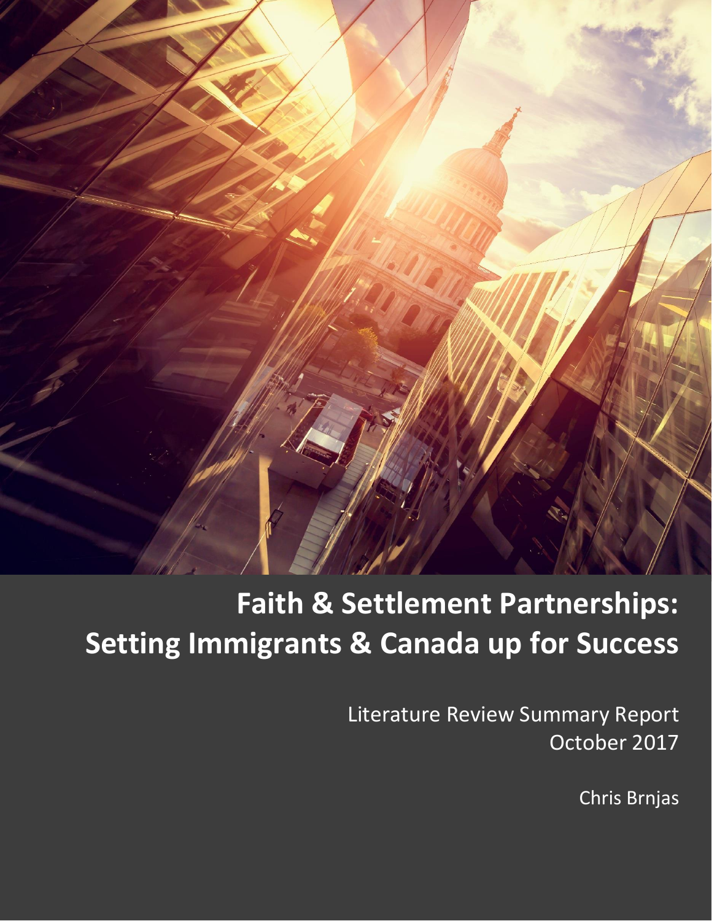# Faith & Settlement Partnerships: Setting Immigrants & Canada up for Success

Literature Review Summary Report
October 2017

Chris Brnjas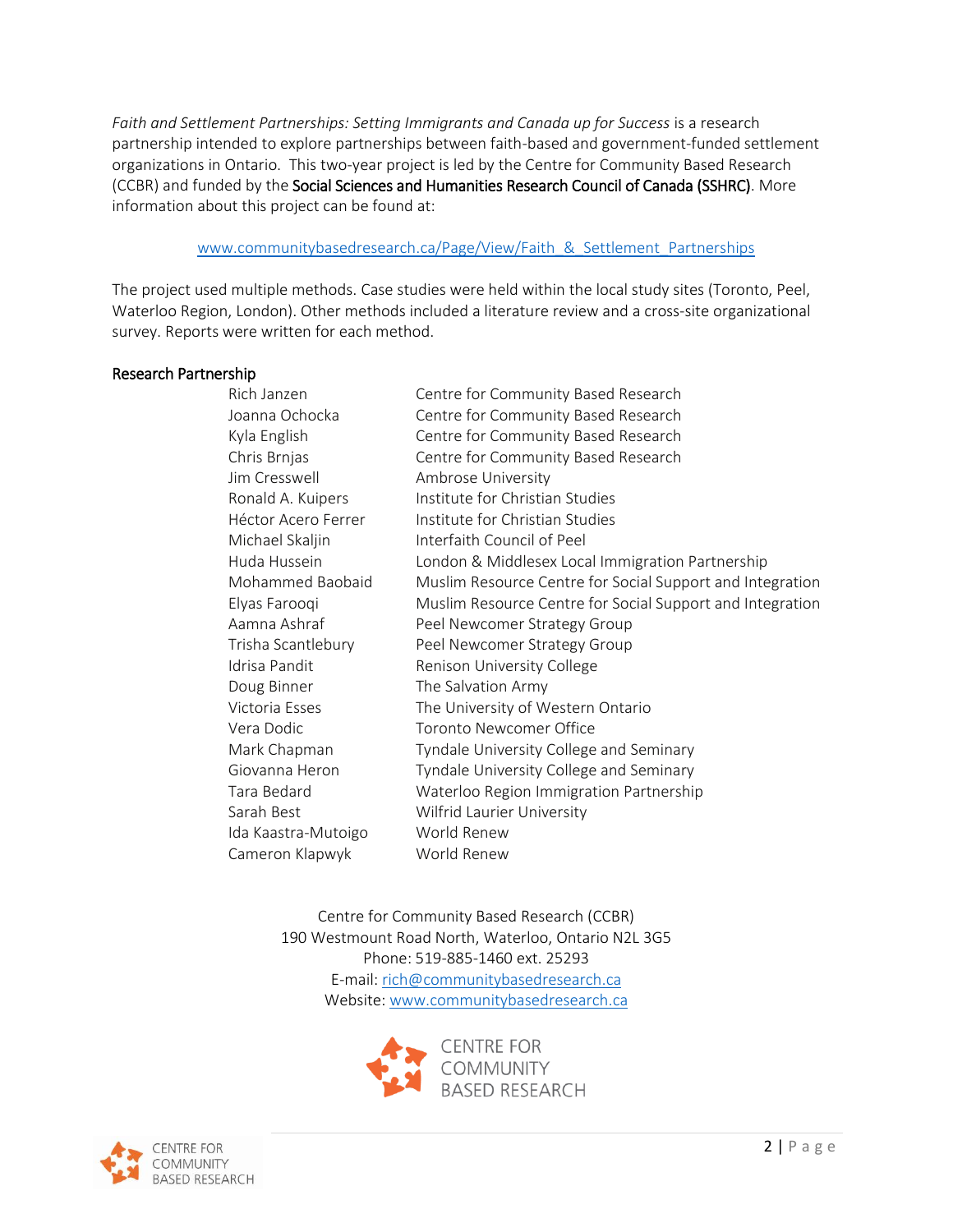*Faith and Settlement Partnerships: Setting Immigrants and Canada up for Success* is a research partnership intended to explore partnerships between faith-based and government-funded settlement organizations in Ontario. This two-year project is led by the Centre for Community Based Research (CCBR) and funded by the Social Sciences and Humanities Research Council of Canada (SSHRC). More information about this project can be found at:

www.communitybasedresearch.ca/Page/View/Faith_&_Settlement_Partnerships

The project used multiple methods. Case studies were held within the local study sites (Toronto, Peel, Waterloo Region, London). Other methods included a literature review and a cross-site organizational survey. Reports were written for each method.

## Research Partnership

| | |
|---|---|
| Rich Janzen | Centre for Community Based Research |
| Joanna Ochocka | Centre for Community Based Research |
| Kyla English | Centre for Community Based Research |
| Chris Brnjas | Centre for Community Based Research |
| Jim Cresswell | Ambrose University |
| Ronald A. Kuipers | Institute for Christian Studies |
| Héctor Acero Ferrer | Institute for Christian Studies |
| Michael Skaljin | Interfaith Council of Peel |
| Huda Hussein | London & Middlesex Local Immigration Partnership |
| Mohammed Baobaid | Muslim Resource Centre for Social Support and Integration |
| Elyas Farooqi | Muslim Resource Centre for Social Support and Integration |
| Aamna Ashraf | Peel Newcomer Strategy Group |
| Trisha Scantlebury | Peel Newcomer Strategy Group |
| Idrisa Pandit | Renison University College |
| Doug Binner | The Salvation Army |
| Victoria Esses | The University of Western Ontario |
| Vera Dodic | Toronto Newcomer Office |
| Mark Chapman | Tyndale University College and Seminary |
| Giovanna Heron | Tyndale University College and Seminary |
| Tara Bedard | Waterloo Region Immigration Partnership |
| Sarah Best | Wilfrid Laurier University |
| Ida Kaastra-Mutoigo | World Renew |
| Cameron Klapwyk | World Renew |

Centre for Community Based Research (CCBR)
190 Westmount Road North, Waterloo, Ontario N2L 3G5
Phone: 519-885-1460 ext. 25293
E-mail: rich@communitybasedresearch.ca
Website: www.communitybasedresearch.ca

CENTRE FOR COMMUNITY BASED RESEARCH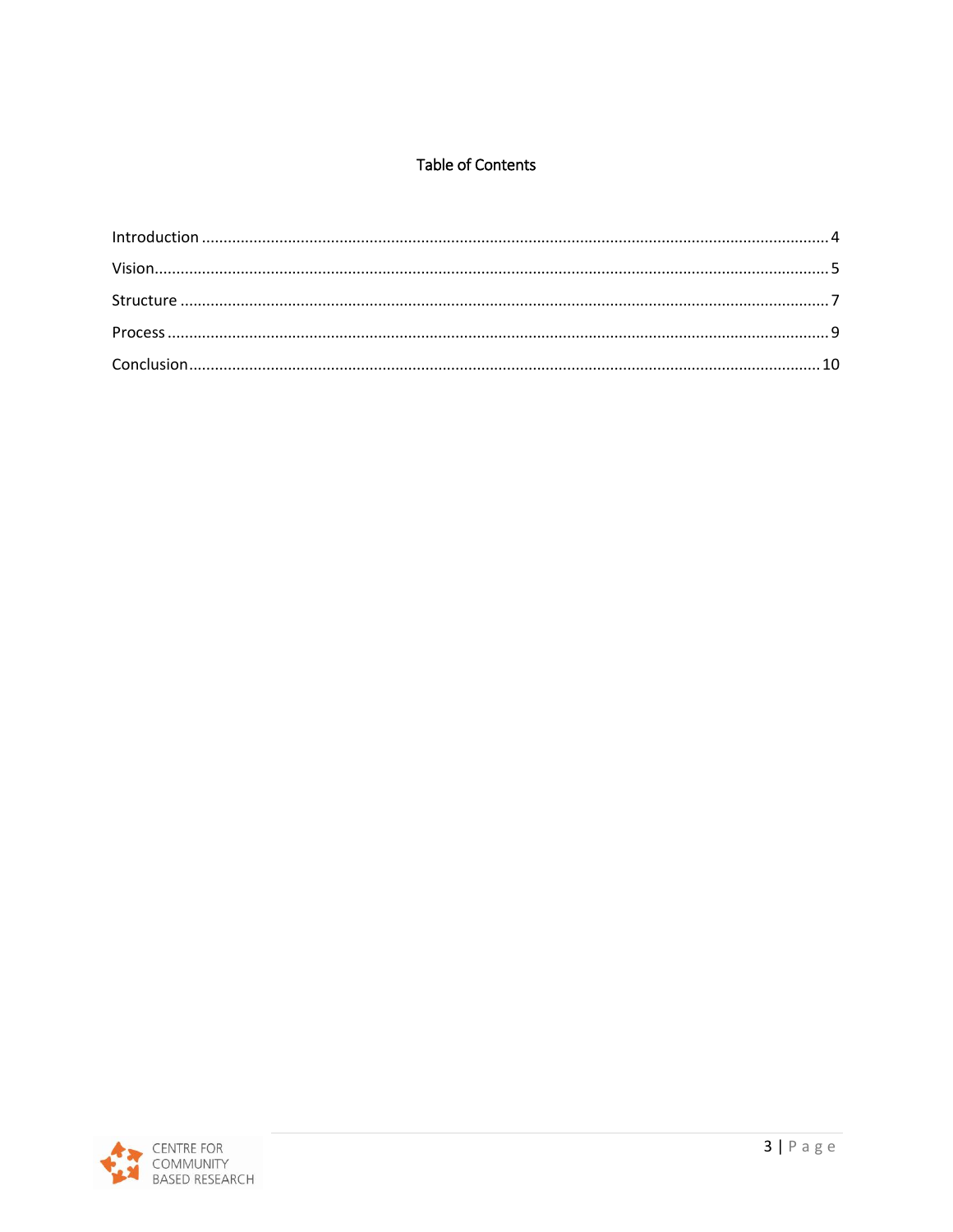# Table of Contents

Introduction ........................................................................................................................................ 4

Vision.................................................................................................................................................. 5

Structure ............................................................................................................................................ 7

Process ............................................................................................................................................... 9

Conclusion.......................................................................................................................................... 10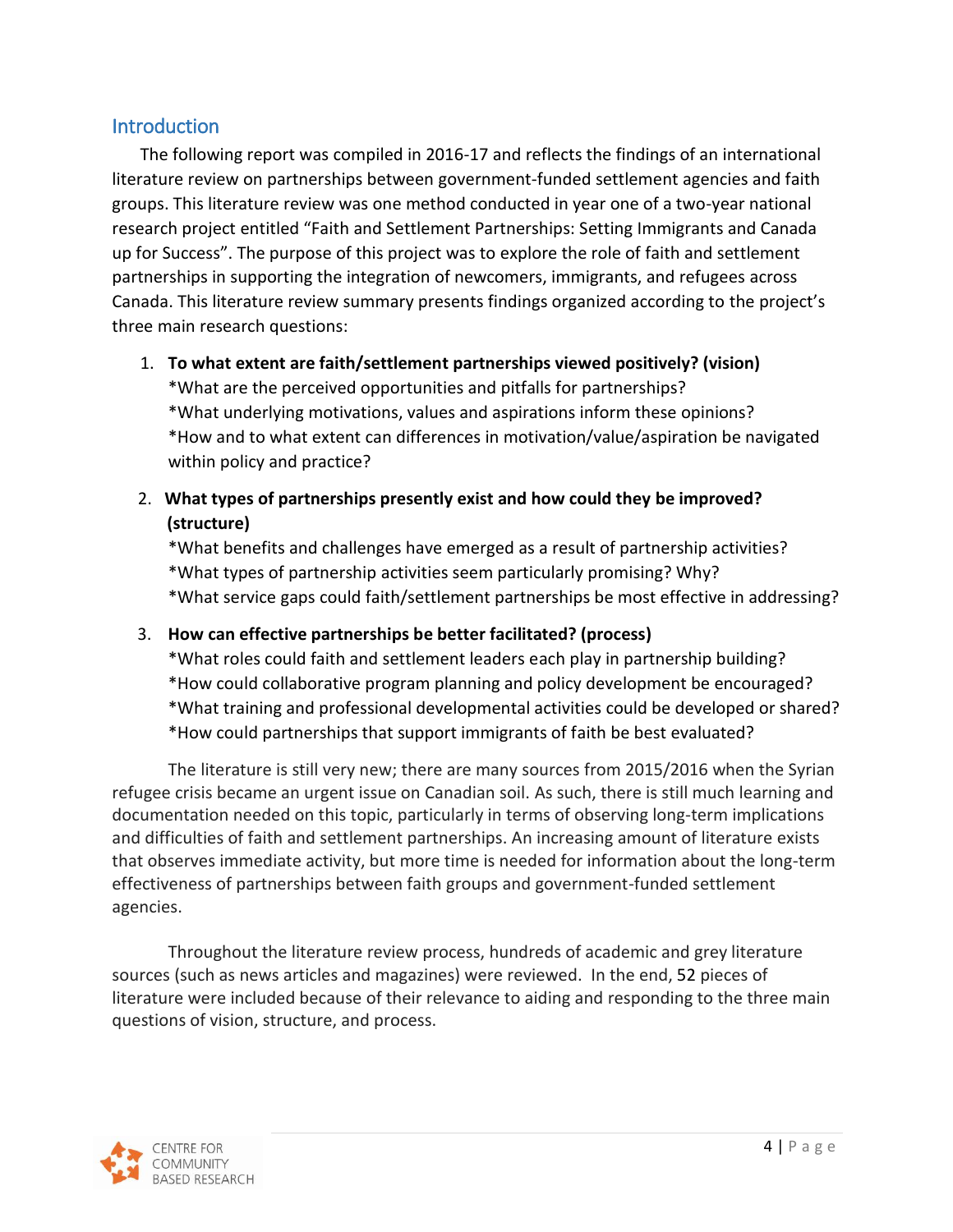## Introduction

The following report was compiled in 2016-17 and reflects the findings of an international literature review on partnerships between government-funded settlement agencies and faith groups. This literature review was one method conducted in year one of a two-year national research project entitled "Faith and Settlement Partnerships: Setting Immigrants and Canada up for Success". The purpose of this project was to explore the role of faith and settlement partnerships in supporting the integration of newcomers, immigrants, and refugees across Canada. This literature review summary presents findings organized according to the project's three main research questions:

1. **To what extent are faith/settlement partnerships viewed positively? (vision)**
   *What are the perceived opportunities and pitfalls for partnerships?
   *What underlying motivations, values and aspirations inform these opinions?
   *How and to what extent can differences in motivation/value/aspiration be navigated within policy and practice?

2. **What types of partnerships presently exist and how could they be improved? (structure)**
   *What benefits and challenges have emerged as a result of partnership activities?
   *What types of partnership activities seem particularly promising? Why?
   *What service gaps could faith/settlement partnerships be most effective in addressing?

3. **How can effective partnerships be better facilitated? (process)**
   *What roles could faith and settlement leaders each play in partnership building?
   *How could collaborative program planning and policy development be encouraged?
   *What training and professional developmental activities could be developed or shared?
   *How could partnerships that support immigrants of faith be best evaluated?

The literature is still very new; there are many sources from 2015/2016 when the Syrian refugee crisis became an urgent issue on Canadian soil. As such, there is still much learning and documentation needed on this topic, particularly in terms of observing long-term implications and difficulties of faith and settlement partnerships. An increasing amount of literature exists that observes immediate activity, but more time is needed for information about the long-term effectiveness of partnerships between faith groups and government-funded settlement agencies.

Throughout the literature review process, hundreds of academic and grey literature sources (such as news articles and magazines) were reviewed. In the end, 52 pieces of literature were included because of their relevance to aiding and responding to the three main questions of vision, structure, and process.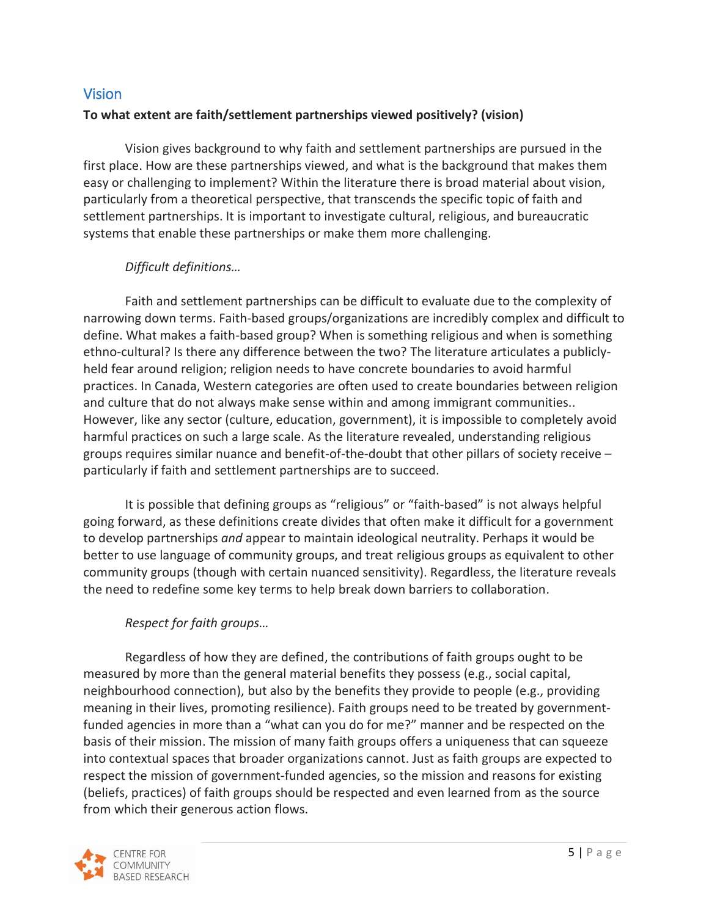## Vision

**To what extent are faith/settlement partnerships viewed positively? (vision)**

Vision gives background to why faith and settlement partnerships are pursued in the first place. How are these partnerships viewed, and what is the background that makes them easy or challenging to implement? Within the literature there is broad material about vision, particularly from a theoretical perspective, that transcends the specific topic of faith and settlement partnerships. It is important to investigate cultural, religious, and bureaucratic systems that enable these partnerships or make them more challenging.

*Difficult definitions…*

Faith and settlement partnerships can be difficult to evaluate due to the complexity of narrowing down terms. Faith-based groups/organizations are incredibly complex and difficult to define. What makes a faith-based group? When is something religious and when is something ethno-cultural? Is there any difference between the two? The literature articulates a publicly-held fear around religion; religion needs to have concrete boundaries to avoid harmful practices. In Canada, Western categories are often used to create boundaries between religion and culture that do not always make sense within and among immigrant communities.. However, like any sector (culture, education, government), it is impossible to completely avoid harmful practices on such a large scale. As the literature revealed, understanding religious groups requires similar nuance and benefit-of-the-doubt that other pillars of society receive – particularly if faith and settlement partnerships are to succeed.

It is possible that defining groups as "religious" or "faith-based" is not always helpful going forward, as these definitions create divides that often make it difficult for a government to develop partnerships *and* appear to maintain ideological neutrality. Perhaps it would be better to use language of community groups, and treat religious groups as equivalent to other community groups (though with certain nuanced sensitivity). Regardless, the literature reveals the need to redefine some key terms to help break down barriers to collaboration.

*Respect for faith groups…*

Regardless of how they are defined, the contributions of faith groups ought to be measured by more than the general material benefits they possess (e.g., social capital, neighbourhood connection), but also by the benefits they provide to people (e.g., providing meaning in their lives, promoting resilience). Faith groups need to be treated by government-funded agencies in more than a "what can you do for me?" manner and be respected on the basis of their mission. The mission of many faith groups offers a uniqueness that can squeeze into contextual spaces that broader organizations cannot. Just as faith groups are expected to respect the mission of government-funded agencies, so the mission and reasons for existing (beliefs, practices) of faith groups should be respected and even learned from as the source from which their generous action flows.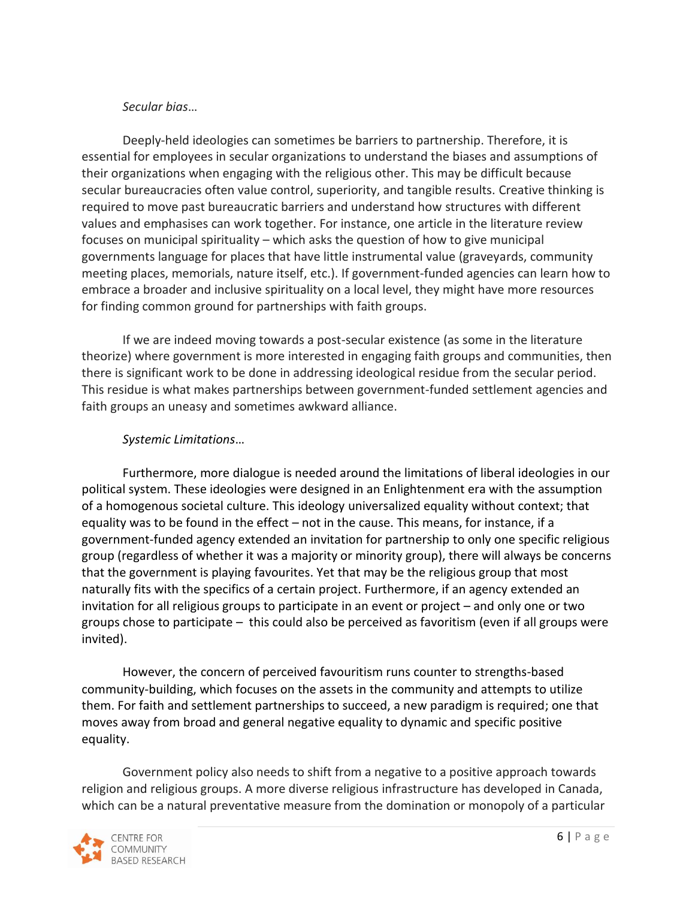*Secular bias…*

Deeply-held ideologies can sometimes be barriers to partnership. Therefore, it is essential for employees in secular organizations to understand the biases and assumptions of their organizations when engaging with the religious other. This may be difficult because secular bureaucracies often value control, superiority, and tangible results. Creative thinking is required to move past bureaucratic barriers and understand how structures with different values and emphasises can work together. For instance, one article in the literature review focuses on municipal spirituality – which asks the question of how to give municipal governments language for places that have little instrumental value (graveyards, community meeting places, memorials, nature itself, etc.). If government-funded agencies can learn how to embrace a broader and inclusive spirituality on a local level, they might have more resources for finding common ground for partnerships with faith groups.

If we are indeed moving towards a post-secular existence (as some in the literature theorize) where government is more interested in engaging faith groups and communities, then there is significant work to be done in addressing ideological residue from the secular period. This residue is what makes partnerships between government-funded settlement agencies and faith groups an uneasy and sometimes awkward alliance.

*Systemic Limitations…*

Furthermore, more dialogue is needed around the limitations of liberal ideologies in our political system. These ideologies were designed in an Enlightenment era with the assumption of a homogenous societal culture. This ideology universalized equality without context; that equality was to be found in the effect – not in the cause. This means, for instance, if a government-funded agency extended an invitation for partnership to only one specific religious group (regardless of whether it was a majority or minority group), there will always be concerns that the government is playing favourites. Yet that may be the religious group that most naturally fits with the specifics of a certain project. Furthermore, if an agency extended an invitation for all religious groups to participate in an event or project – and only one or two groups chose to participate – this could also be perceived as favoritism (even if all groups were invited).

However, the concern of perceived favouritism runs counter to strengths-based community-building, which focuses on the assets in the community and attempts to utilize them. For faith and settlement partnerships to succeed, a new paradigm is required; one that moves away from broad and general negative equality to dynamic and specific positive equality.

Government policy also needs to shift from a negative to a positive approach towards religion and religious groups. A more diverse religious infrastructure has developed in Canada, which can be a natural preventative measure from the domination or monopoly of a particular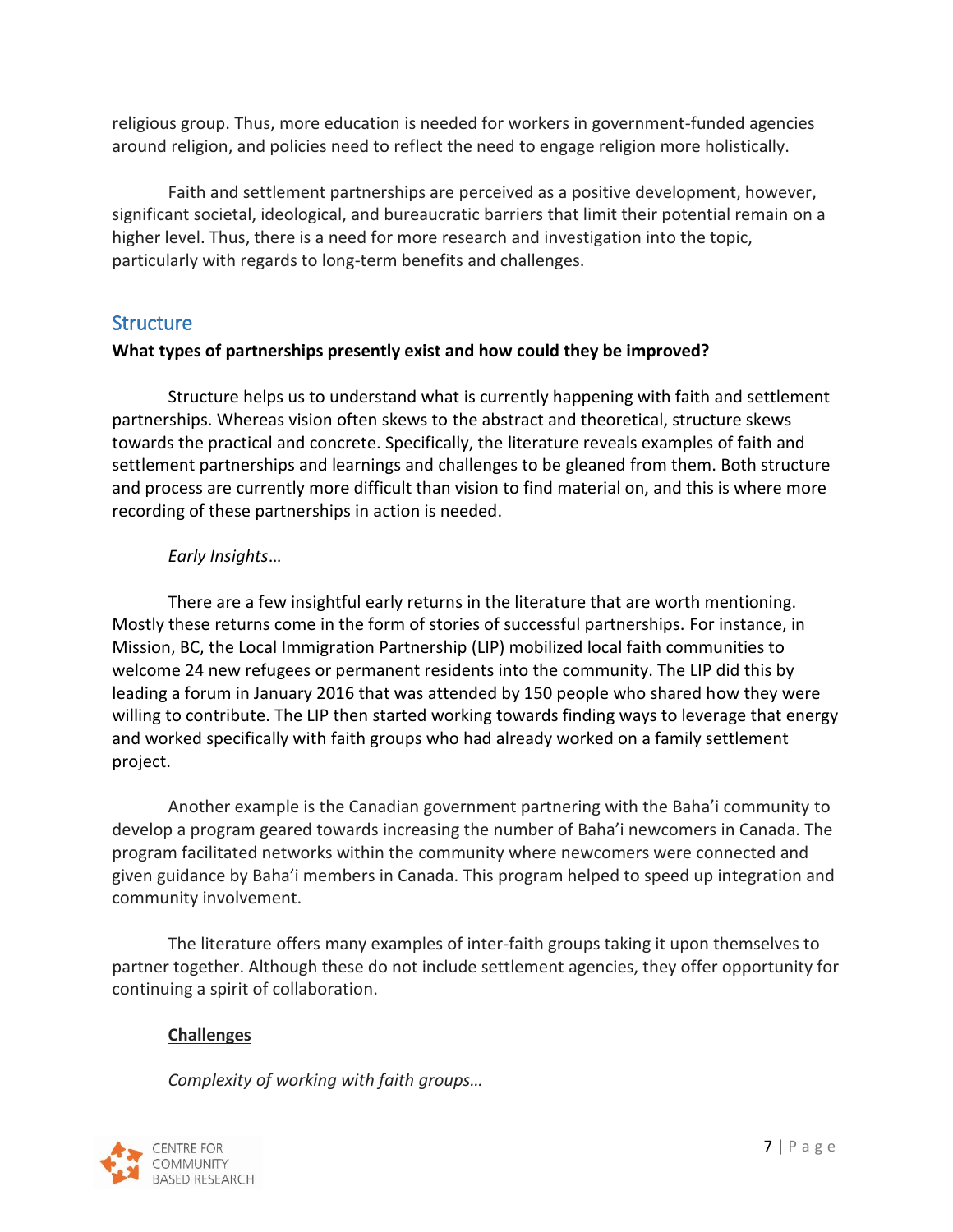religious group. Thus, more education is needed for workers in government-funded agencies around religion, and policies need to reflect the need to engage religion more holistically.

Faith and settlement partnerships are perceived as a positive development, however, significant societal, ideological, and bureaucratic barriers that limit their potential remain on a higher level. Thus, there is a need for more research and investigation into the topic, particularly with regards to long-term benefits and challenges.

## Structure

**What types of partnerships presently exist and how could they be improved?**

Structure helps us to understand what is currently happening with faith and settlement partnerships. Whereas vision often skews to the abstract and theoretical, structure skews towards the practical and concrete. Specifically, the literature reveals examples of faith and settlement partnerships and learnings and challenges to be gleaned from them. Both structure and process are currently more difficult than vision to find material on, and this is where more recording of these partnerships in action is needed.

*Early Insights…*

There are a few insightful early returns in the literature that are worth mentioning. Mostly these returns come in the form of stories of successful partnerships. For instance, in Mission, BC, the Local Immigration Partnership (LIP) mobilized local faith communities to welcome 24 new refugees or permanent residents into the community. The LIP did this by leading a forum in January 2016 that was attended by 150 people who shared how they were willing to contribute. The LIP then started working towards finding ways to leverage that energy and worked specifically with faith groups who had already worked on a family settlement project.

Another example is the Canadian government partnering with the Baha'i community to develop a program geared towards increasing the number of Baha'i newcomers in Canada. The program facilitated networks within the community where newcomers were connected and given guidance by Baha'i members in Canada. This program helped to speed up integration and community involvement.

The literature offers many examples of inter-faith groups taking it upon themselves to partner together. Although these do not include settlement agencies, they offer opportunity for continuing a spirit of collaboration.

**<u>Challenges</u>**

*Complexity of working with faith groups…*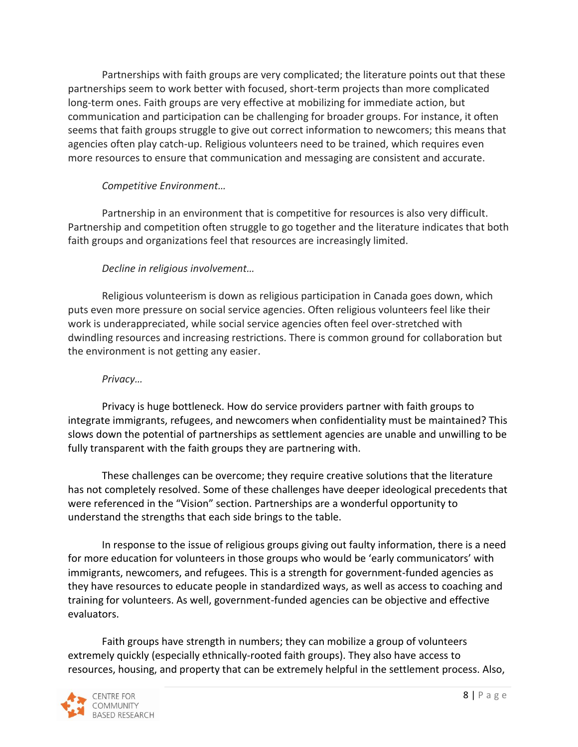Partnerships with faith groups are very complicated; the literature points out that these partnerships seem to work better with focused, short-term projects than more complicated long-term ones. Faith groups are very effective at mobilizing for immediate action, but communication and participation can be challenging for broader groups. For instance, it often seems that faith groups struggle to give out correct information to newcomers; this means that agencies often play catch-up. Religious volunteers need to be trained, which requires even more resources to ensure that communication and messaging are consistent and accurate.

*Competitive Environment…*

Partnership in an environment that is competitive for resources is also very difficult. Partnership and competition often struggle to go together and the literature indicates that both faith groups and organizations feel that resources are increasingly limited.

*Decline in religious involvement…*

Religious volunteerism is down as religious participation in Canada goes down, which puts even more pressure on social service agencies. Often religious volunteers feel like their work is underappreciated, while social service agencies often feel over-stretched with dwindling resources and increasing restrictions. There is common ground for collaboration but the environment is not getting any easier.

*Privacy…*

Privacy is huge bottleneck. How do service providers partner with faith groups to integrate immigrants, refugees, and newcomers when confidentiality must be maintained? This slows down the potential of partnerships as settlement agencies are unable and unwilling to be fully transparent with the faith groups they are partnering with.

These challenges can be overcome; they require creative solutions that the literature has not completely resolved. Some of these challenges have deeper ideological precedents that were referenced in the "Vision" section. Partnerships are a wonderful opportunity to understand the strengths that each side brings to the table.

In response to the issue of religious groups giving out faulty information, there is a need for more education for volunteers in those groups who would be 'early communicators' with immigrants, newcomers, and refugees. This is a strength for government-funded agencies as they have resources to educate people in standardized ways, as well as access to coaching and training for volunteers. As well, government-funded agencies can be objective and effective evaluators.

Faith groups have strength in numbers; they can mobilize a group of volunteers extremely quickly (especially ethnically-rooted faith groups). They also have access to resources, housing, and property that can be extremely helpful in the settlement process. Also,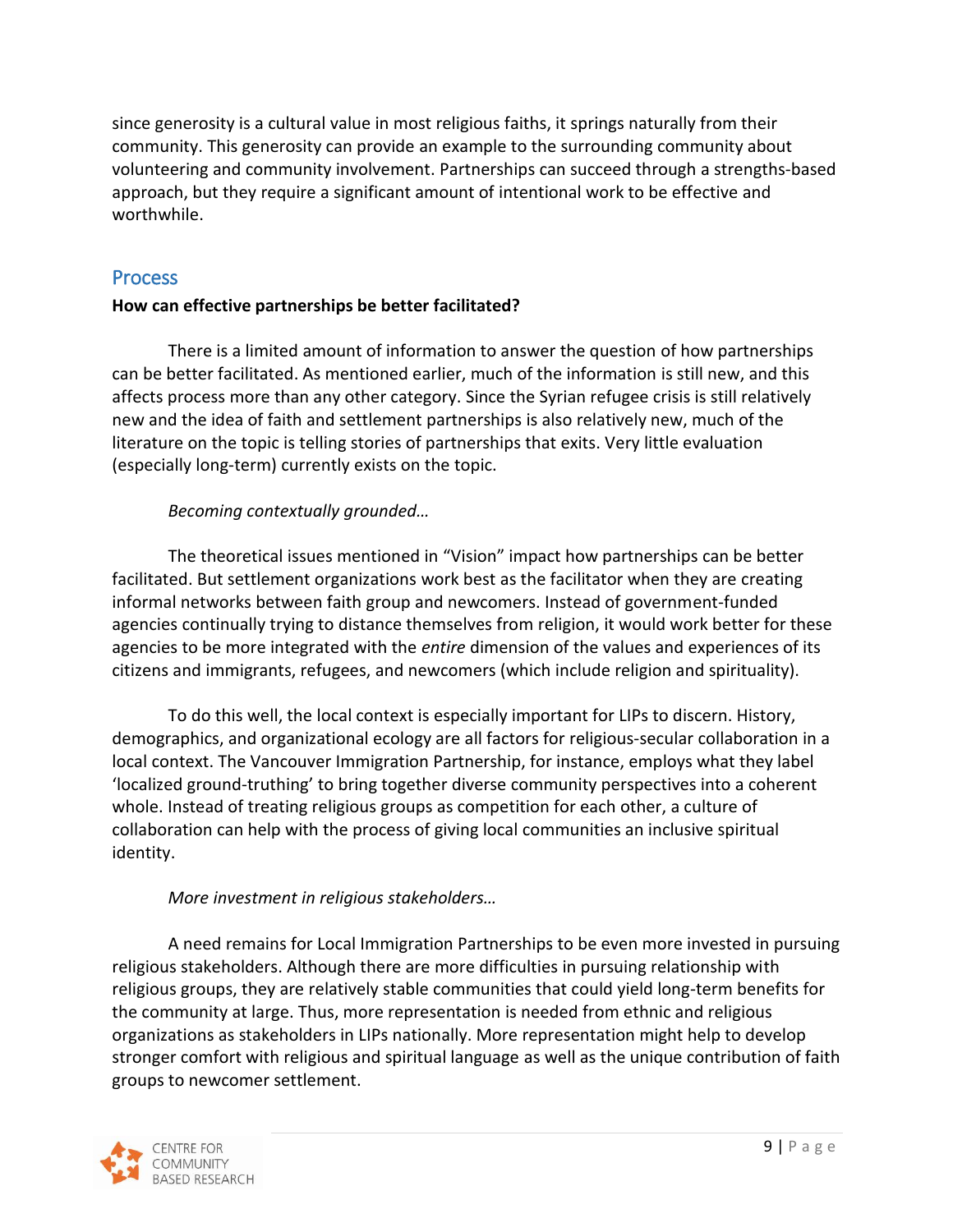since generosity is a cultural value in most religious faiths, it springs naturally from their community. This generosity can provide an example to the surrounding community about volunteering and community involvement. Partnerships can succeed through a strengths-based approach, but they require a significant amount of intentional work to be effective and worthwhile.

## Process

**How can effective partnerships be better facilitated?**

There is a limited amount of information to answer the question of how partnerships can be better facilitated. As mentioned earlier, much of the information is still new, and this affects process more than any other category. Since the Syrian refugee crisis is still relatively new and the idea of faith and settlement partnerships is also relatively new, much of the literature on the topic is telling stories of partnerships that exits. Very little evaluation (especially long-term) currently exists on the topic.

*Becoming contextually grounded…*

The theoretical issues mentioned in "Vision" impact how partnerships can be better facilitated. But settlement organizations work best as the facilitator when they are creating informal networks between faith group and newcomers. Instead of government-funded agencies continually trying to distance themselves from religion, it would work better for these agencies to be more integrated with the *entire* dimension of the values and experiences of its citizens and immigrants, refugees, and newcomers (which include religion and spirituality).

To do this well, the local context is especially important for LIPs to discern. History, demographics, and organizational ecology are all factors for religious-secular collaboration in a local context. The Vancouver Immigration Partnership, for instance, employs what they label 'localized ground-truthing' to bring together diverse community perspectives into a coherent whole. Instead of treating religious groups as competition for each other, a culture of collaboration can help with the process of giving local communities an inclusive spiritual identity.

*More investment in religious stakeholders…*

A need remains for Local Immigration Partnerships to be even more invested in pursuing religious stakeholders. Although there are more difficulties in pursuing relationship with religious groups, they are relatively stable communities that could yield long-term benefits for the community at large. Thus, more representation is needed from ethnic and religious organizations as stakeholders in LIPs nationally. More representation might help to develop stronger comfort with religious and spiritual language as well as the unique contribution of faith groups to newcomer settlement.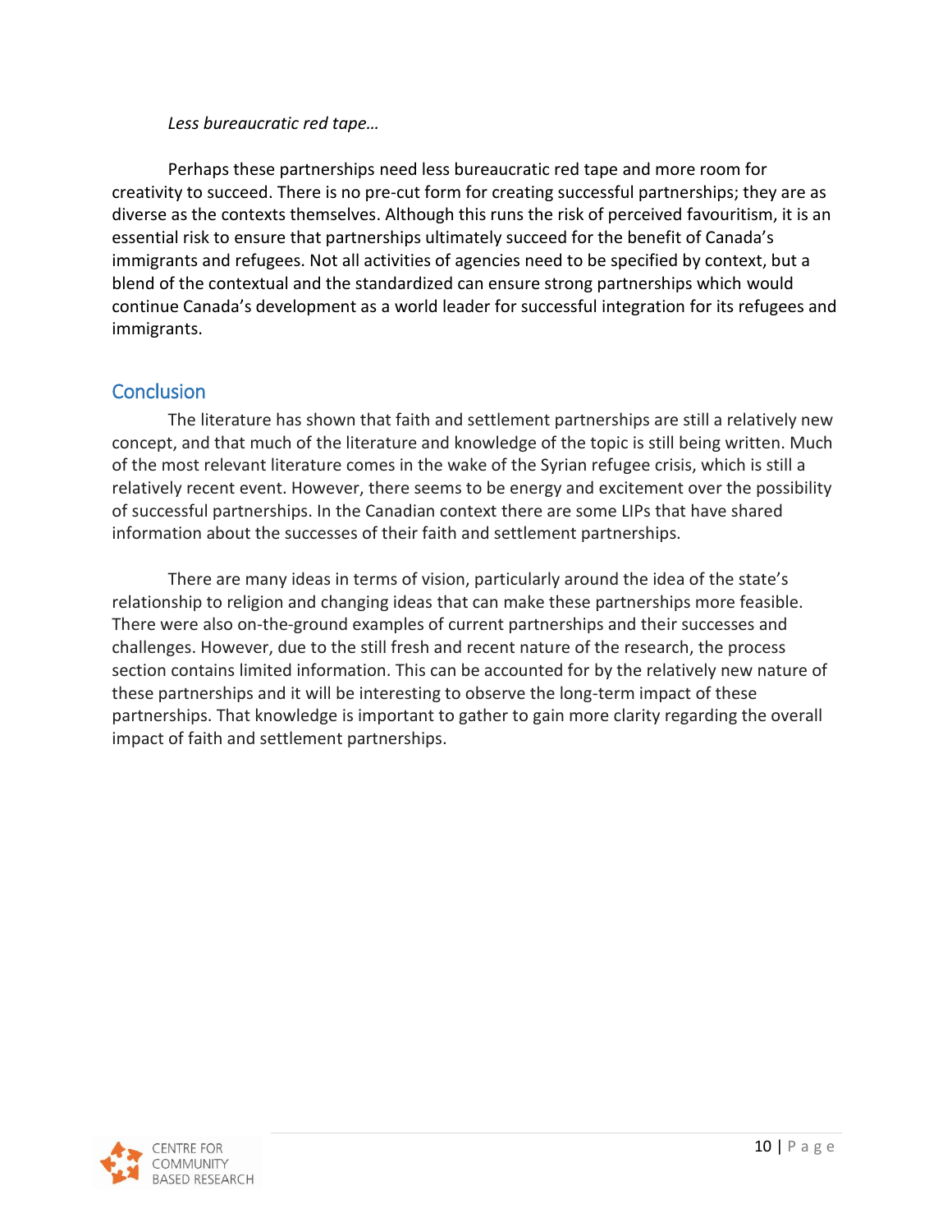*Less bureaucratic red tape…*

Perhaps these partnerships need less bureaucratic red tape and more room for creativity to succeed. There is no pre-cut form for creating successful partnerships; they are as diverse as the contexts themselves. Although this runs the risk of perceived favouritism, it is an essential risk to ensure that partnerships ultimately succeed for the benefit of Canada's immigrants and refugees. Not all activities of agencies need to be specified by context, but a blend of the contextual and the standardized can ensure strong partnerships which would continue Canada's development as a world leader for successful integration for its refugees and immigrants.

## Conclusion

The literature has shown that faith and settlement partnerships are still a relatively new concept, and that much of the literature and knowledge of the topic is still being written. Much of the most relevant literature comes in the wake of the Syrian refugee crisis, which is still a relatively recent event. However, there seems to be energy and excitement over the possibility of successful partnerships. In the Canadian context there are some LIPs that have shared information about the successes of their faith and settlement partnerships.

There are many ideas in terms of vision, particularly around the idea of the state's relationship to religion and changing ideas that can make these partnerships more feasible. There were also on-the-ground examples of current partnerships and their successes and challenges. However, due to the still fresh and recent nature of the research, the process section contains limited information. This can be accounted for by the relatively new nature of these partnerships and it will be interesting to observe the long-term impact of these partnerships. That knowledge is important to gather to gain more clarity regarding the overall impact of faith and settlement partnerships.